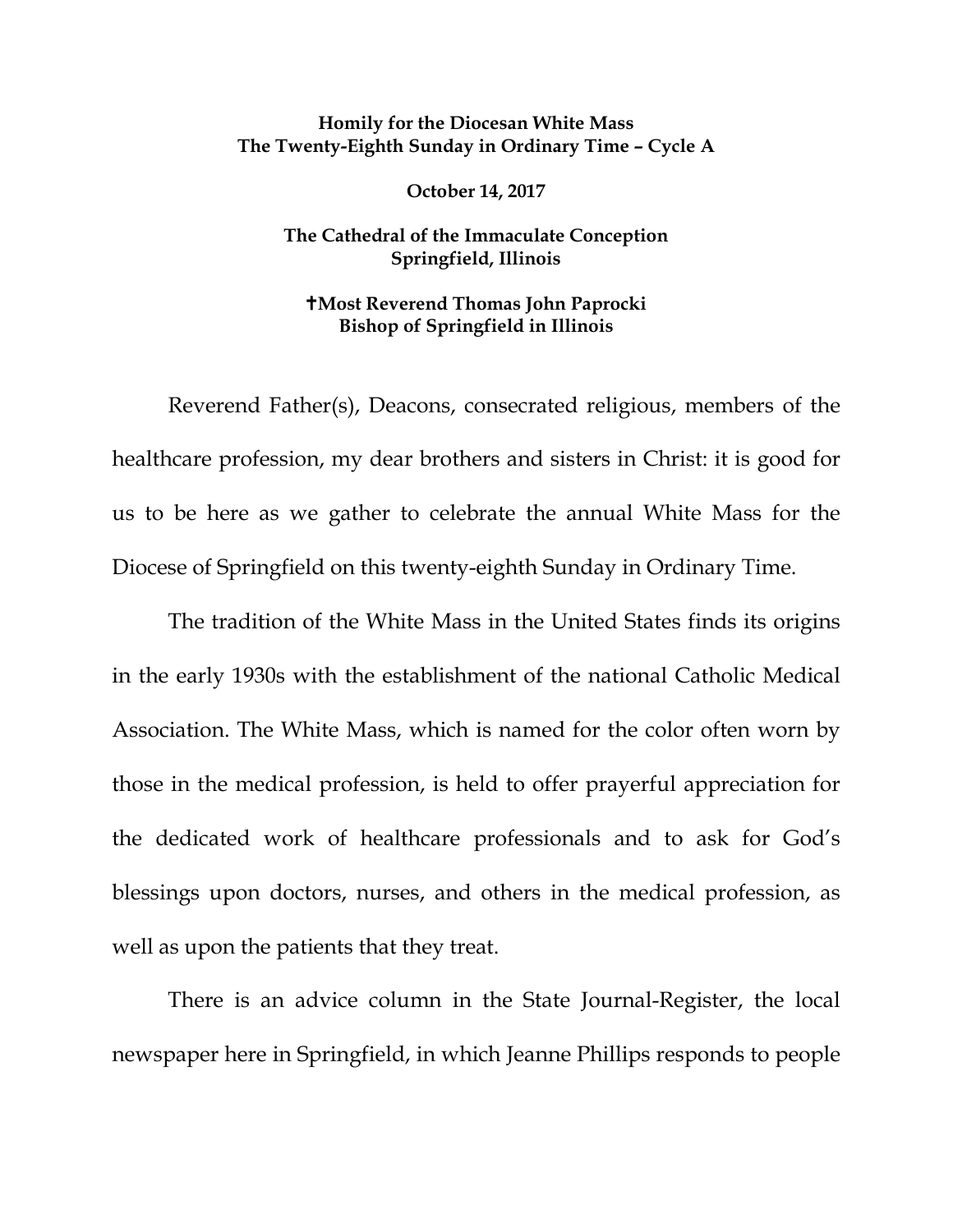**Homily for the Diocesan White Mass**
**The Twenty-Eighth Sunday in Ordinary Time – Cycle A**

**October 14, 2017**

**The Cathedral of the Immaculate Conception**
**Springfield, Illinois**

**✝Most Reverend Thomas John Paprocki**
**Bishop of Springfield in Illinois**

Reverend Father(s), Deacons, consecrated religious, members of the healthcare profession, my dear brothers and sisters in Christ: it is good for us to be here as we gather to celebrate the annual White Mass for the Diocese of Springfield on this twenty-eighth Sunday in Ordinary Time.

The tradition of the White Mass in the United States finds its origins in the early 1930s with the establishment of the national Catholic Medical Association. The White Mass, which is named for the color often worn by those in the medical profession, is held to offer prayerful appreciation for the dedicated work of healthcare professionals and to ask for God's blessings upon doctors, nurses, and others in the medical profession, as well as upon the patients that they treat.

There is an advice column in the State Journal-Register, the local newspaper here in Springfield, in which Jeanne Phillips responds to people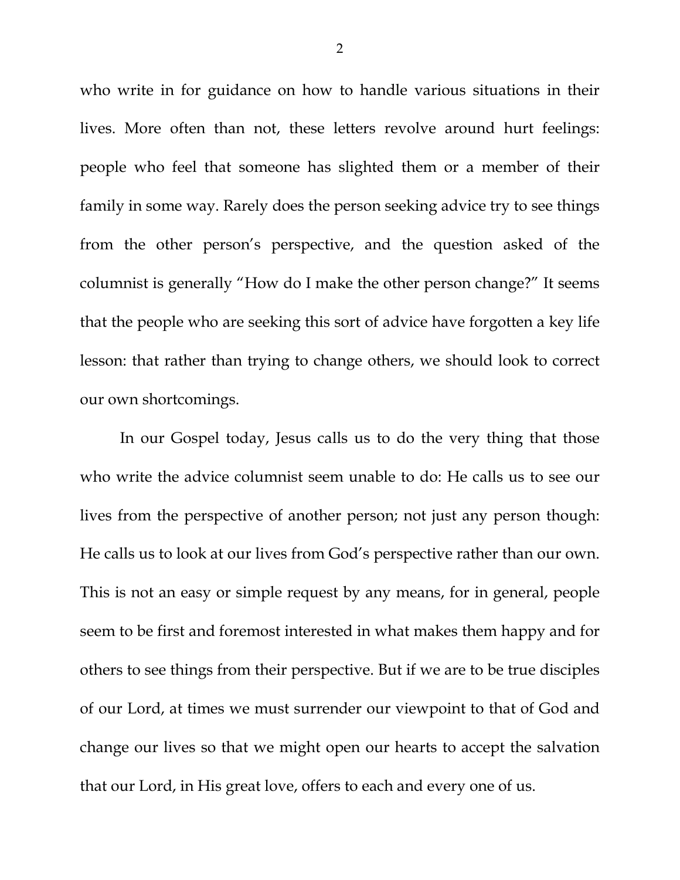who write in for guidance on how to handle various situations in their lives. More often than not, these letters revolve around hurt feelings: people who feel that someone has slighted them or a member of their family in some way. Rarely does the person seeking advice try to see things from the other person's perspective, and the question asked of the columnist is generally "How do I make the other person change?" It seems that the people who are seeking this sort of advice have forgotten a key life lesson: that rather than trying to change others, we should look to correct our own shortcomings.

In our Gospel today, Jesus calls us to do the very thing that those who write the advice columnist seem unable to do: He calls us to see our lives from the perspective of another person; not just any person though: He calls us to look at our lives from God's perspective rather than our own. This is not an easy or simple request by any means, for in general, people seem to be first and foremost interested in what makes them happy and for others to see things from their perspective. But if we are to be true disciples of our Lord, at times we must surrender our viewpoint to that of God and change our lives so that we might open our hearts to accept the salvation that our Lord, in His great love, offers to each and every one of us.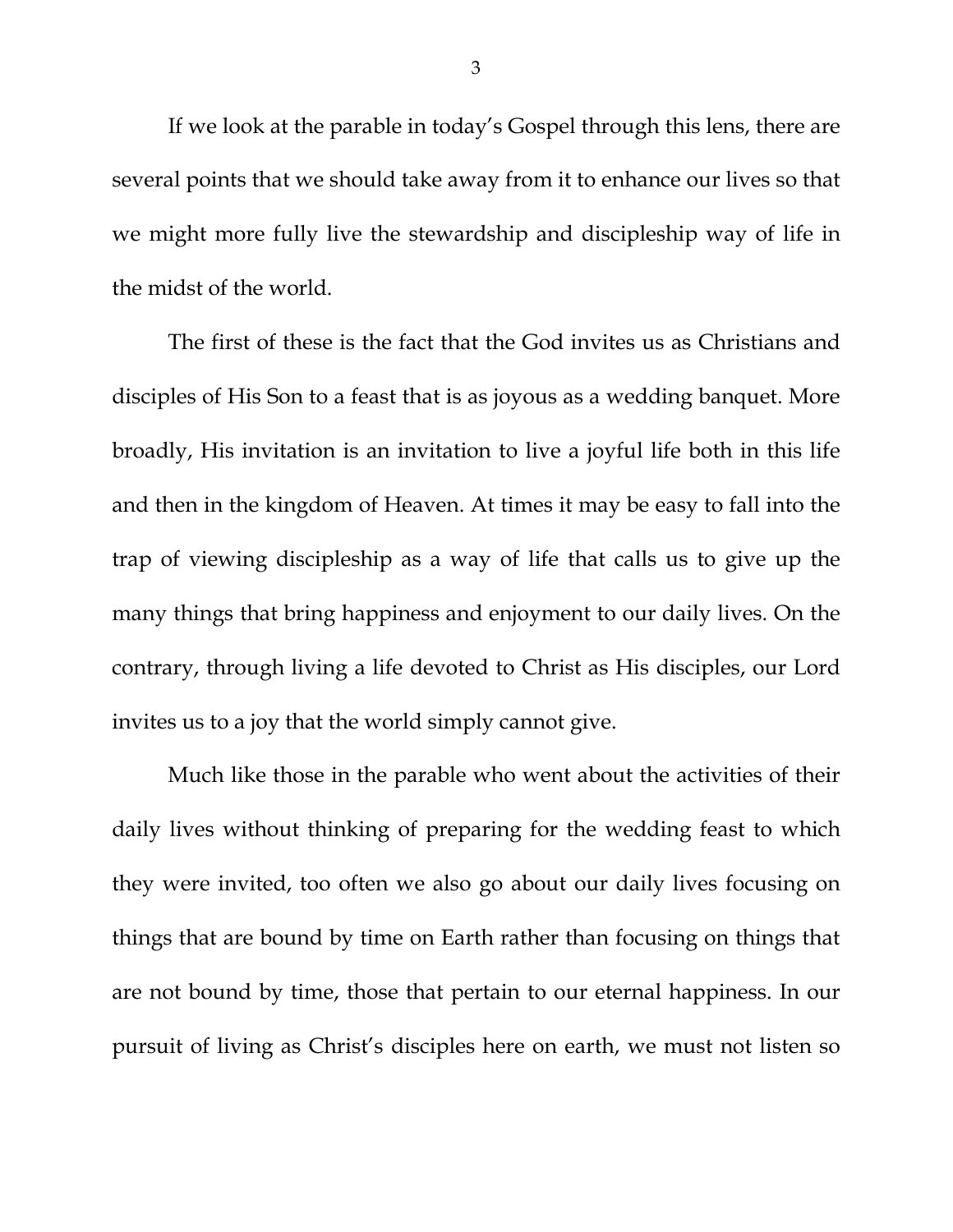If we look at the parable in today's Gospel through this lens, there are several points that we should take away from it to enhance our lives so that we might more fully live the stewardship and discipleship way of life in the midst of the world.

The first of these is the fact that the God invites us as Christians and disciples of His Son to a feast that is as joyous as a wedding banquet. More broadly, His invitation is an invitation to live a joyful life both in this life and then in the kingdom of Heaven. At times it may be easy to fall into the trap of viewing discipleship as a way of life that calls us to give up the many things that bring happiness and enjoyment to our daily lives. On the contrary, through living a life devoted to Christ as His disciples, our Lord invites us to a joy that the world simply cannot give.

Much like those in the parable who went about the activities of their daily lives without thinking of preparing for the wedding feast to which they were invited, too often we also go about our daily lives focusing on things that are bound by time on Earth rather than focusing on things that are not bound by time, those that pertain to our eternal happiness. In our pursuit of living as Christ's disciples here on earth, we must not listen so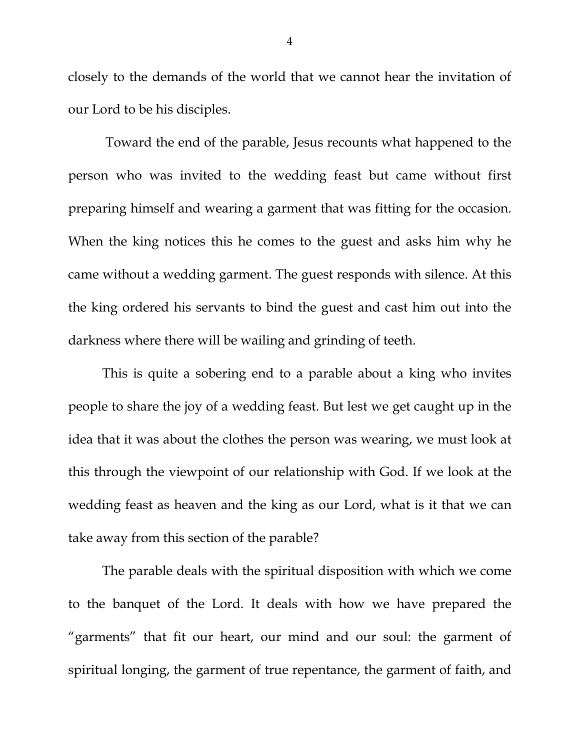closely to the demands of the world that we cannot hear the invitation of our Lord to be his disciples.

Toward the end of the parable, Jesus recounts what happened to the person who was invited to the wedding feast but came without first preparing himself and wearing a garment that was fitting for the occasion. When the king notices this he comes to the guest and asks him why he came without a wedding garment. The guest responds with silence. At this the king ordered his servants to bind the guest and cast him out into the darkness where there will be wailing and grinding of teeth.

This is quite a sobering end to a parable about a king who invites people to share the joy of a wedding feast. But lest we get caught up in the idea that it was about the clothes the person was wearing, we must look at this through the viewpoint of our relationship with God. If we look at the wedding feast as heaven and the king as our Lord, what is it that we can take away from this section of the parable?

The parable deals with the spiritual disposition with which we come to the banquet of the Lord. It deals with how we have prepared the "garments" that fit our heart, our mind and our soul: the garment of spiritual longing, the garment of true repentance, the garment of faith, and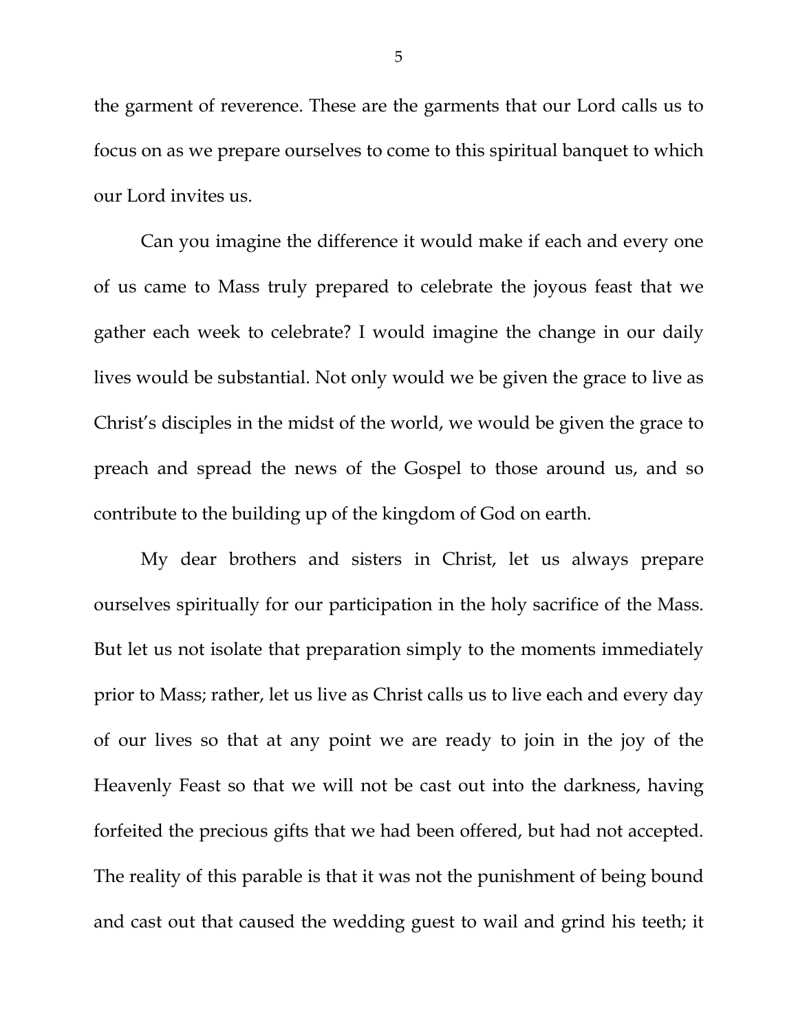the garment of reverence. These are the garments that our Lord calls us to focus on as we prepare ourselves to come to this spiritual banquet to which our Lord invites us.

Can you imagine the difference it would make if each and every one of us came to Mass truly prepared to celebrate the joyous feast that we gather each week to celebrate? I would imagine the change in our daily lives would be substantial. Not only would we be given the grace to live as Christ's disciples in the midst of the world, we would be given the grace to preach and spread the news of the Gospel to those around us, and so contribute to the building up of the kingdom of God on earth.

My dear brothers and sisters in Christ, let us always prepare ourselves spiritually for our participation in the holy sacrifice of the Mass. But let us not isolate that preparation simply to the moments immediately prior to Mass; rather, let us live as Christ calls us to live each and every day of our lives so that at any point we are ready to join in the joy of the Heavenly Feast so that we will not be cast out into the darkness, having forfeited the precious gifts that we had been offered, but had not accepted. The reality of this parable is that it was not the punishment of being bound and cast out that caused the wedding guest to wail and grind his teeth; it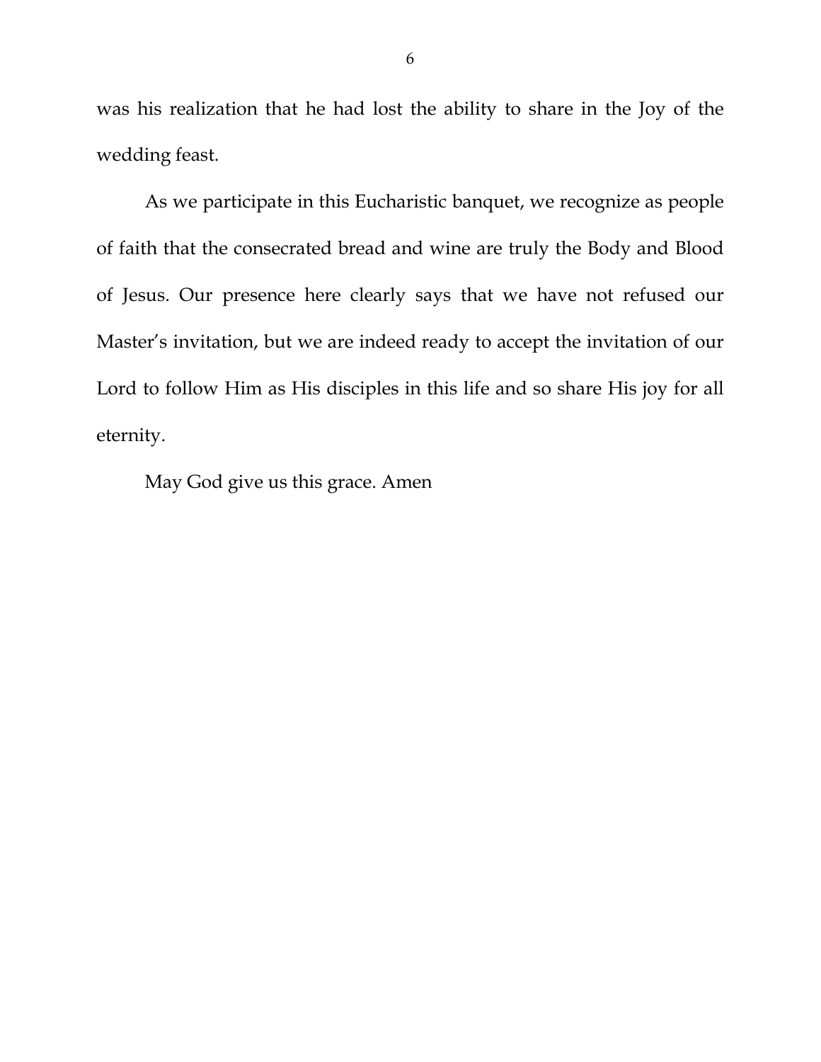was his realization that he had lost the ability to share in the Joy of the wedding feast.

As we participate in this Eucharistic banquet, we recognize as people of faith that the consecrated bread and wine are truly the Body and Blood of Jesus. Our presence here clearly says that we have not refused our Master's invitation, but we are indeed ready to accept the invitation of our Lord to follow Him as His disciples in this life and so share His joy for all eternity.

May God give us this grace. Amen